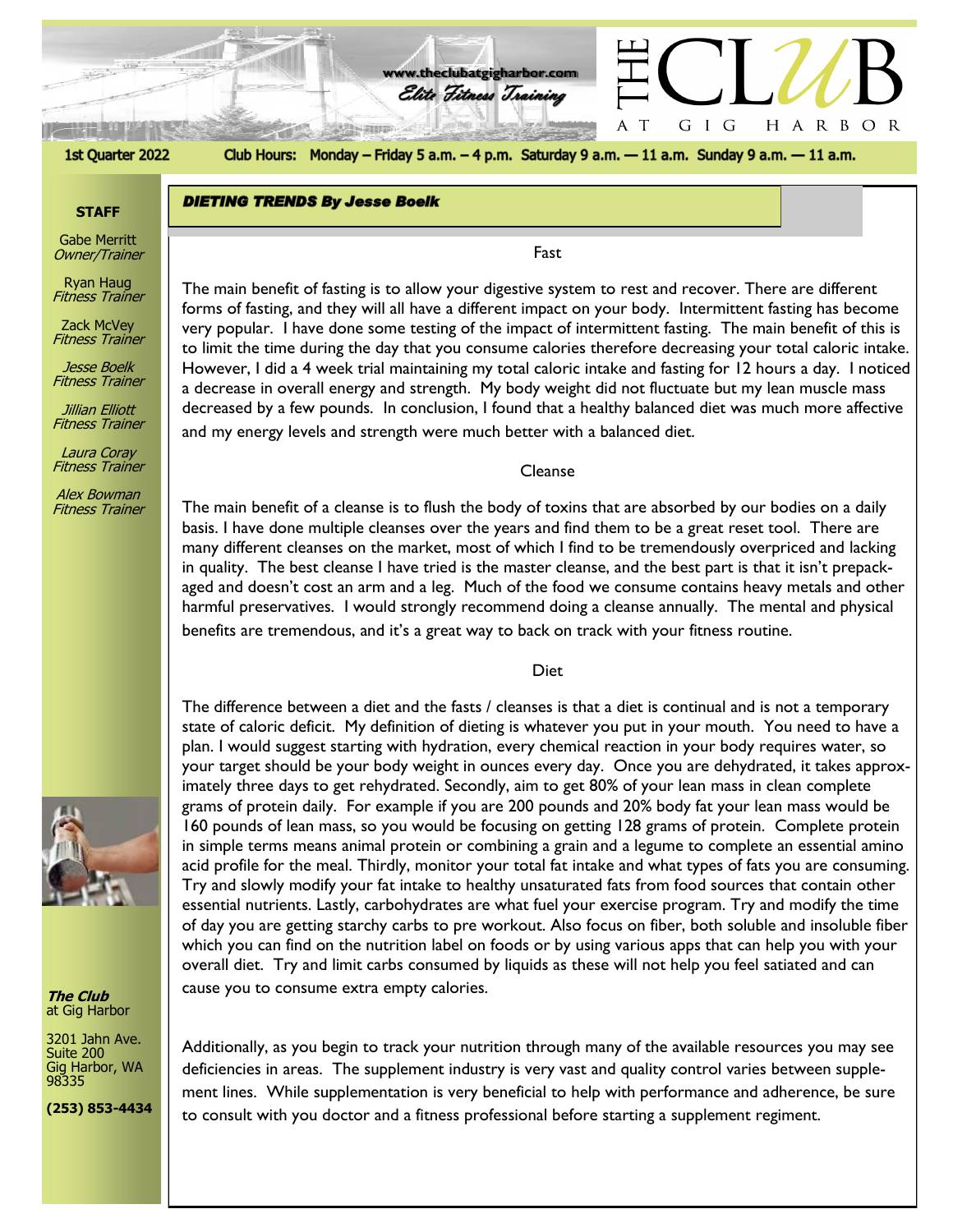# THE CLUB AT GIG HARBOR

www.theclubatgigharbor.com

*Elite Fitness Training*

**1st Quarter 2022**

**Club Hours: Monday – Friday 5 a.m. – 4 p.m. Saturday 9 a.m. — 11 a.m. Sunday 9 a.m. — 11 a.m.**

**STAFF**

Gabe Merritt
*Owner/Trainer*

Ryan Haug
*Fitness Trainer*

Zack McVey
*Fitness Trainer*

*Jesse Boelk*
*Fitness Trainer*

*Jillian Elliott*
*Fitness Trainer*

*Laura Coray*
*Fitness Trainer*

*Alex Bowman*
*Fitness Trainer*

***The Club***
at Gig Harbor

3201 Jahn Ave.
Suite 200
Gig Harbor, WA
98335

**(253) 853-4434**

## *DIETING TRENDS By Jesse Boelk*

### Fast

The main benefit of fasting is to allow your digestive system to rest and recover. There are different forms of fasting, and they will all have a different impact on your body. Intermittent fasting has become very popular. I have done some testing of the impact of intermittent fasting. The main benefit of this is to limit the time during the day that you consume calories therefore decreasing your total caloric intake. However, I did a 4 week trial maintaining my total caloric intake and fasting for 12 hours a day. I noticed a decrease in overall energy and strength. My body weight did not fluctuate but my lean muscle mass decreased by a few pounds. In conclusion, I found that a healthy balanced diet was much more affective and my energy levels and strength were much better with a balanced diet.

### Cleanse

The main benefit of a cleanse is to flush the body of toxins that are absorbed by our bodies on a daily basis. I have done multiple cleanses over the years and find them to be a great reset tool. There are many different cleanses on the market, most of which I find to be tremendously overpriced and lacking in quality. The best cleanse I have tried is the master cleanse, and the best part is that it isn't prepackaged and doesn't cost an arm and a leg. Much of the food we consume contains heavy metals and other harmful preservatives. I would strongly recommend doing a cleanse annually. The mental and physical benefits are tremendous, and it's a great way to back on track with your fitness routine.

### Diet

The difference between a diet and the fasts / cleanses is that a diet is continual and is not a temporary state of caloric deficit. My definition of dieting is whatever you put in your mouth. You need to have a plan. I would suggest starting with hydration, every chemical reaction in your body requires water, so your target should be your body weight in ounces every day. Once you are dehydrated, it takes approximately three days to get rehydrated. Secondly, aim to get 80% of your lean mass in clean complete grams of protein daily. For example if you are 200 pounds and 20% body fat your lean mass would be 160 pounds of lean mass, so you would be focusing on getting 128 grams of protein. Complete protein in simple terms means animal protein or combining a grain and a legume to complete an essential amino acid profile for the meal. Thirdly, monitor your total fat intake and what types of fats you are consuming. Try and slowly modify your fat intake to healthy unsaturated fats from food sources that contain other essential nutrients. Lastly, carbohydrates are what fuel your exercise program. Try and modify the time of day you are getting starchy carbs to pre workout. Also focus on fiber, both soluble and insoluble fiber which you can find on the nutrition label on foods or by using various apps that can help you with your overall diet. Try and limit carbs consumed by liquids as these will not help you feel satiated and can cause you to consume extra empty calories.

Additionally, as you begin to track your nutrition through many of the available resources you may see deficiencies in areas. The supplement industry is very vast and quality control varies between supplement lines. While supplementation is very beneficial to help with performance and adherence, be sure to consult with you doctor and a fitness professional before starting a supplement regiment.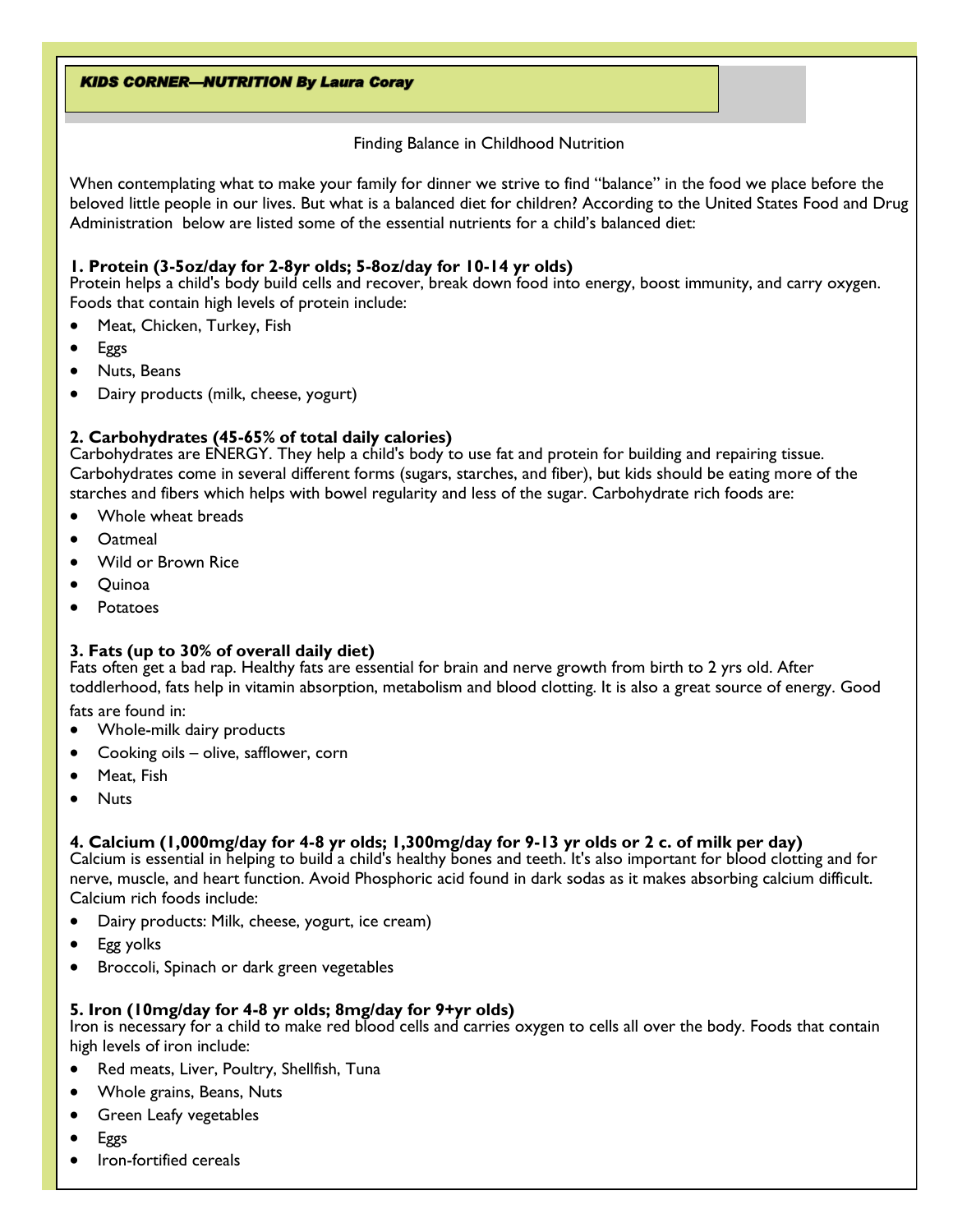## *KIDS CORNER—NUTRITION By Laura Coray*

### Finding Balance in Childhood Nutrition

When contemplating what to make your family for dinner we strive to find "balance" in the food we place before the beloved little people in our lives. But what is a balanced diet for children? According to the United States Food and Drug Administration below are listed some of the essential nutrients for a child's balanced diet:

**1. Protein (3-5oz/day for 2-8yr olds; 5-8oz/day for 10-14 yr olds)**
Protein helps a child's body build cells and recover, break down food into energy, boost immunity, and carry oxygen. Foods that contain high levels of protein include:

- Meat, Chicken, Turkey, Fish
- Eggs
- Nuts, Beans
- Dairy products (milk, cheese, yogurt)

**2. Carbohydrates (45-65% of total daily calories)**
Carbohydrates are ENERGY. They help a child's body to use fat and protein for building and repairing tissue. Carbohydrates come in several different forms (sugars, starches, and fiber), but kids should be eating more of the starches and fibers which helps with bowel regularity and less of the sugar. Carbohydrate rich foods are:

- Whole wheat breads
- Oatmeal
- Wild or Brown Rice
- Quinoa
- Potatoes

**3. Fats (up to 30% of overall daily diet)**
Fats often get a bad rap. Healthy fats are essential for brain and nerve growth from birth to 2 yrs old. After toddlerhood, fats help in vitamin absorption, metabolism and blood clotting. It is also a great source of energy. Good fats are found in:

- Whole-milk dairy products
- Cooking oils – olive, safflower, corn
- Meat, Fish
- Nuts

**4. Calcium (1,000mg/day for 4-8 yr olds; 1,300mg/day for 9-13 yr olds or 2 c. of milk per day)**
Calcium is essential in helping to build a child's healthy bones and teeth. It's also important for blood clotting and for nerve, muscle, and heart function. Avoid Phosphoric acid found in dark sodas as it makes absorbing calcium difficult. Calcium rich foods include:

- Dairy products: Milk, cheese, yogurt, ice cream)
- Egg yolks
- Broccoli, Spinach or dark green vegetables

**5. Iron (10mg/day for 4-8 yr olds; 8mg/day for 9+yr olds)**
Iron is necessary for a child to make red blood cells and carries oxygen to cells all over the body. Foods that contain high levels of iron include:

- Red meats, Liver, Poultry, Shellfish, Tuna
- Whole grains, Beans, Nuts
- Green Leafy vegetables
- Eggs
- Iron-fortified cereals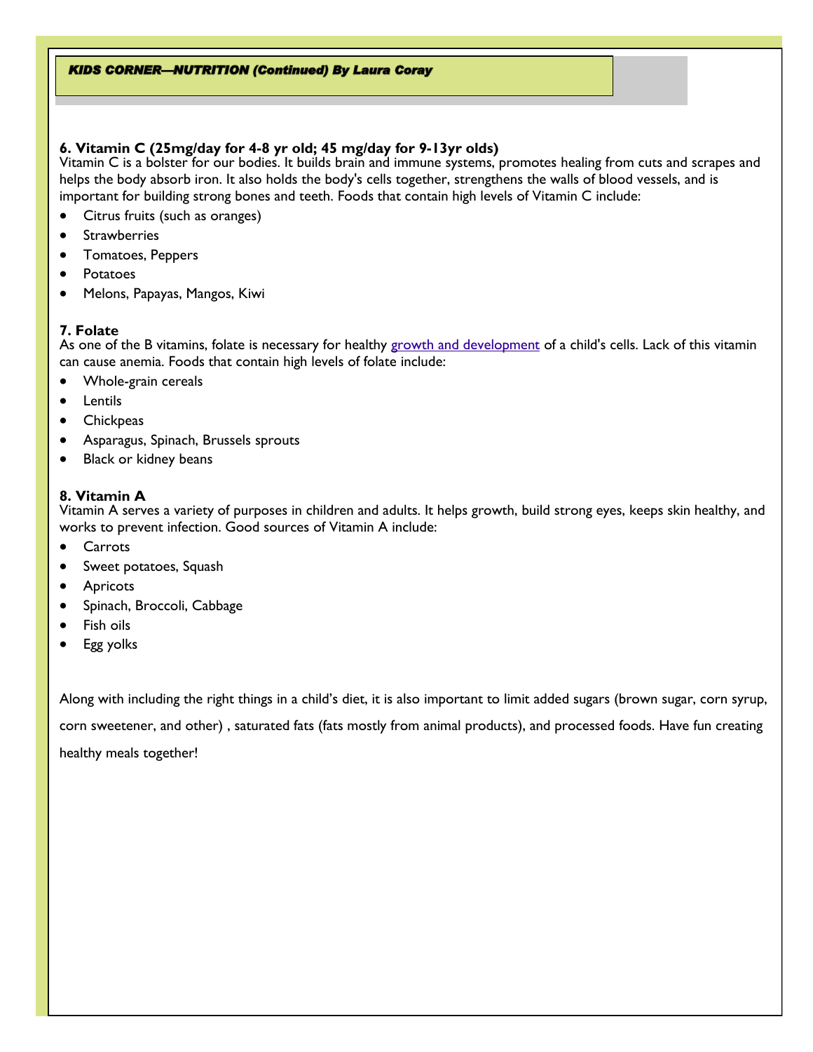***KIDS CORNER—NUTRITION (Continued) By Laura Coray***

**6. Vitamin C (25mg/day for 4-8 yr old; 45 mg/day for 9-13yr olds)**

Vitamin C is a bolster for our bodies. It builds brain and immune systems, promotes healing from cuts and scrapes and helps the body absorb iron. It also holds the body's cells together, strengthens the walls of blood vessels, and is important for building strong bones and teeth. Foods that contain high levels of Vitamin C include:

- Citrus fruits (such as oranges)
- Strawberries
- Tomatoes, Peppers
- Potatoes
- Melons, Papayas, Mangos, Kiwi

**7. Folate**

As one of the B vitamins, folate is necessary for healthy growth and development of a child's cells. Lack of this vitamin can cause anemia. Foods that contain high levels of folate include:

- Whole-grain cereals
- Lentils
- Chickpeas
- Asparagus, Spinach, Brussels sprouts
- Black or kidney beans

**8. Vitamin A**

Vitamin A serves a variety of purposes in children and adults. It helps growth, build strong eyes, keeps skin healthy, and works to prevent infection. Good sources of Vitamin A include:

- Carrots
- Sweet potatoes, Squash
- Apricots
- Spinach, Broccoli, Cabbage
- Fish oils
- Egg yolks

Along with including the right things in a child's diet, it is also important to limit added sugars (brown sugar, corn syrup, corn sweetener, and other) , saturated fats (fats mostly from animal products), and processed foods. Have fun creating healthy meals together!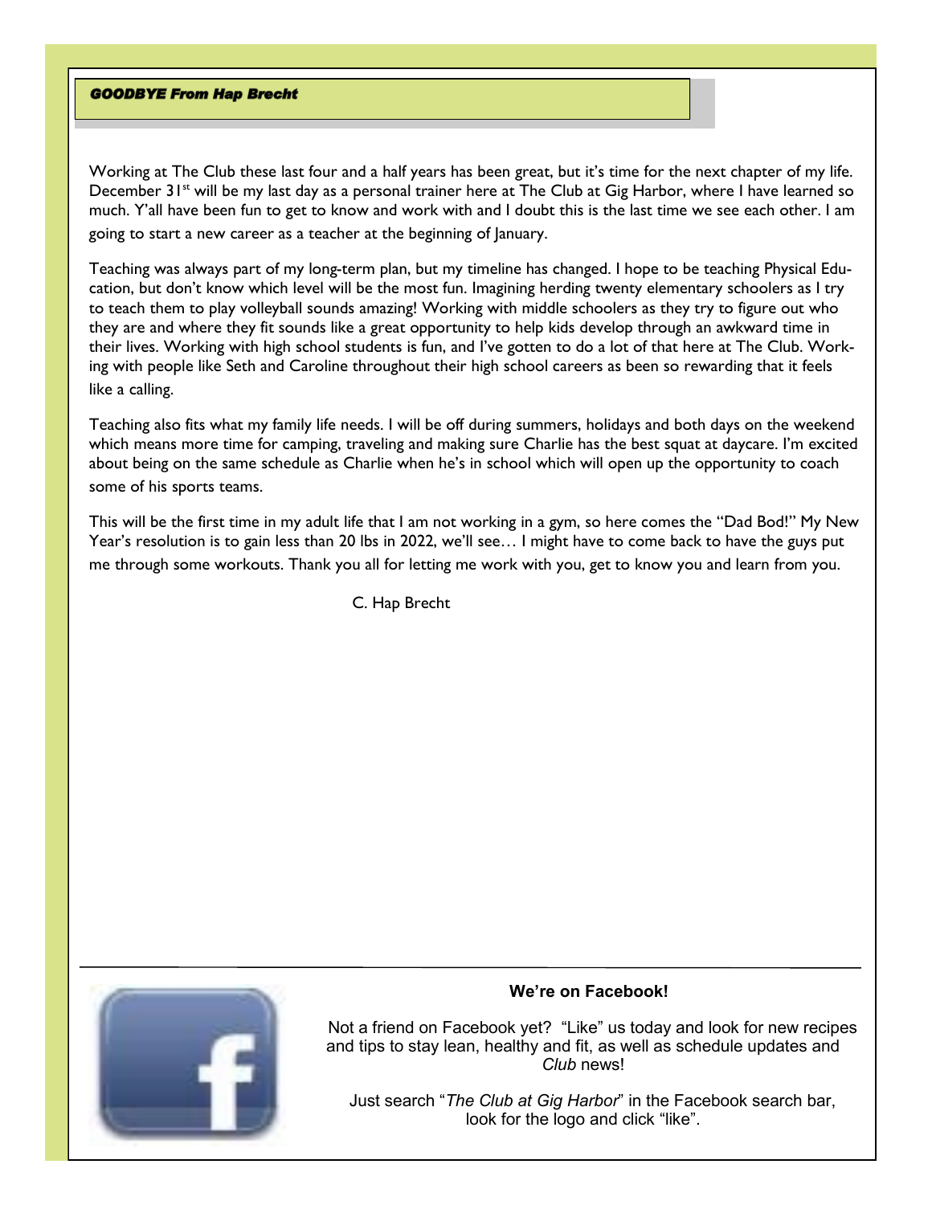## GOODBYE From Hap Brecht

Working at The Club these last four and a half years has been great, but it's time for the next chapter of my life. December 31st will be my last day as a personal trainer here at The Club at Gig Harbor, where I have learned so much. Y'all have been fun to get to know and work with and I doubt this is the last time we see each other. I am going to start a new career as a teacher at the beginning of January.

Teaching was always part of my long-term plan, but my timeline has changed. I hope to be teaching Physical Education, but don't know which level will be the most fun. Imagining herding twenty elementary schoolers as I try to teach them to play volleyball sounds amazing! Working with middle schoolers as they try to figure out who they are and where they fit sounds like a great opportunity to help kids develop through an awkward time in their lives. Working with high school students is fun, and I've gotten to do a lot of that here at The Club. Working with people like Seth and Caroline throughout their high school careers as been so rewarding that it feels like a calling.

Teaching also fits what my family life needs. I will be off during summers, holidays and both days on the weekend which means more time for camping, traveling and making sure Charlie has the best squat at daycare. I'm excited about being on the same schedule as Charlie when he's in school which will open up the opportunity to coach some of his sports teams.

This will be the first time in my adult life that I am not working in a gym, so here comes the "Dad Bod!" My New Year's resolution is to gain less than 20 lbs in 2022, we'll see… I might have to come back to have the guys put me through some workouts. Thank you all for letting me work with you, get to know you and learn from you.

C. Hap Brecht

---

**We're on Facebook!**

Not a friend on Facebook yet? "Like" us today and look for new recipes and tips to stay lean, healthy and fit, as well as schedule updates and *Club* news!

Just search "*The Club at Gig Harbor*" in the Facebook search bar, look for the logo and click "like".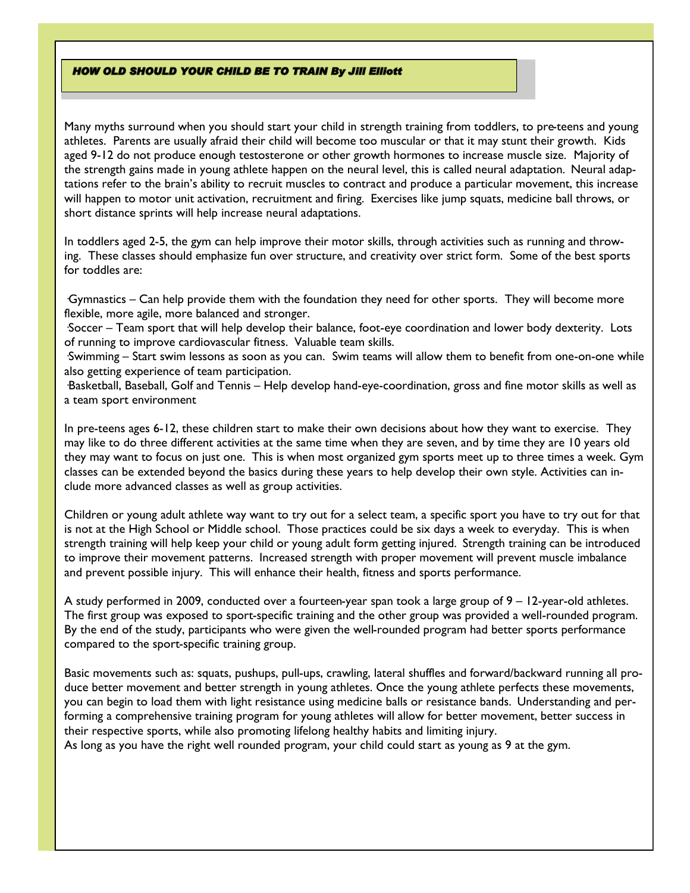## *HOW OLD SHOULD YOUR CHILD BE TO TRAIN By Jill Elliott*

Many myths surround when you should start your child in strength training from toddlers, to pre-teens and young athletes. Parents are usually afraid their child will become too muscular or that it may stunt their growth. Kids aged 9-12 do not produce enough testosterone or other growth hormones to increase muscle size. Majority of the strength gains made in young athlete happen on the neural level, this is called neural adaptation. Neural adaptations refer to the brain's ability to recruit muscles to contract and produce a particular movement, this increase will happen to motor unit activation, recruitment and firing. Exercises like jump squats, medicine ball throws, or short distance sprints will help increase neural adaptations.

In toddlers aged 2-5, the gym can help improve their motor skills, through activities such as running and throwing. These classes should emphasize fun over structure, and creativity over strict form. Some of the best sports for toddles are:

- Gymnastics – Can help provide them with the foundation they need for other sports. They will become more flexible, more agile, more balanced and stronger.
- Soccer – Team sport that will help develop their balance, foot-eye coordination and lower body dexterity. Lots of running to improve cardiovascular fitness. Valuable team skills.
- Swimming – Start swim lessons as soon as you can. Swim teams will allow them to benefit from one-on-one while also getting experience of team participation.
- Basketball, Baseball, Golf and Tennis – Help develop hand-eye-coordination, gross and fine motor skills as well as a team sport environment

In pre-teens ages 6-12, these children start to make their own decisions about how they want to exercise. They may like to do three different activities at the same time when they are seven, and by time they are 10 years old they may want to focus on just one. This is when most organized gym sports meet up to three times a week. Gym classes can be extended beyond the basics during these years to help develop their own style. Activities can include more advanced classes as well as group activities.

Children or young adult athlete way want to try out for a select team, a specific sport you have to try out for that is not at the High School or Middle school. Those practices could be six days a week to everyday. This is when strength training will help keep your child or young adult form getting injured. Strength training can be introduced to improve their movement patterns. Increased strength with proper movement will prevent muscle imbalance and prevent possible injury. This will enhance their health, fitness and sports performance.

A study performed in 2009, conducted over a fourteen-year span took a large group of 9 – 12-year-old athletes. The first group was exposed to sport-specific training and the other group was provided a well-rounded program. By the end of the study, participants who were given the well-rounded program had better sports performance compared to the sport-specific training group.

Basic movements such as: squats, pushups, pull-ups, crawling, lateral shuffles and forward/backward running all produce better movement and better strength in young athletes. Once the young athlete perfects these movements, you can begin to load them with light resistance using medicine balls or resistance bands. Understanding and performing a comprehensive training program for young athletes will allow for better movement, better success in their respective sports, while also promoting lifelong healthy habits and limiting injury.

As long as you have the right well rounded program, your child could start as young as 9 at the gym.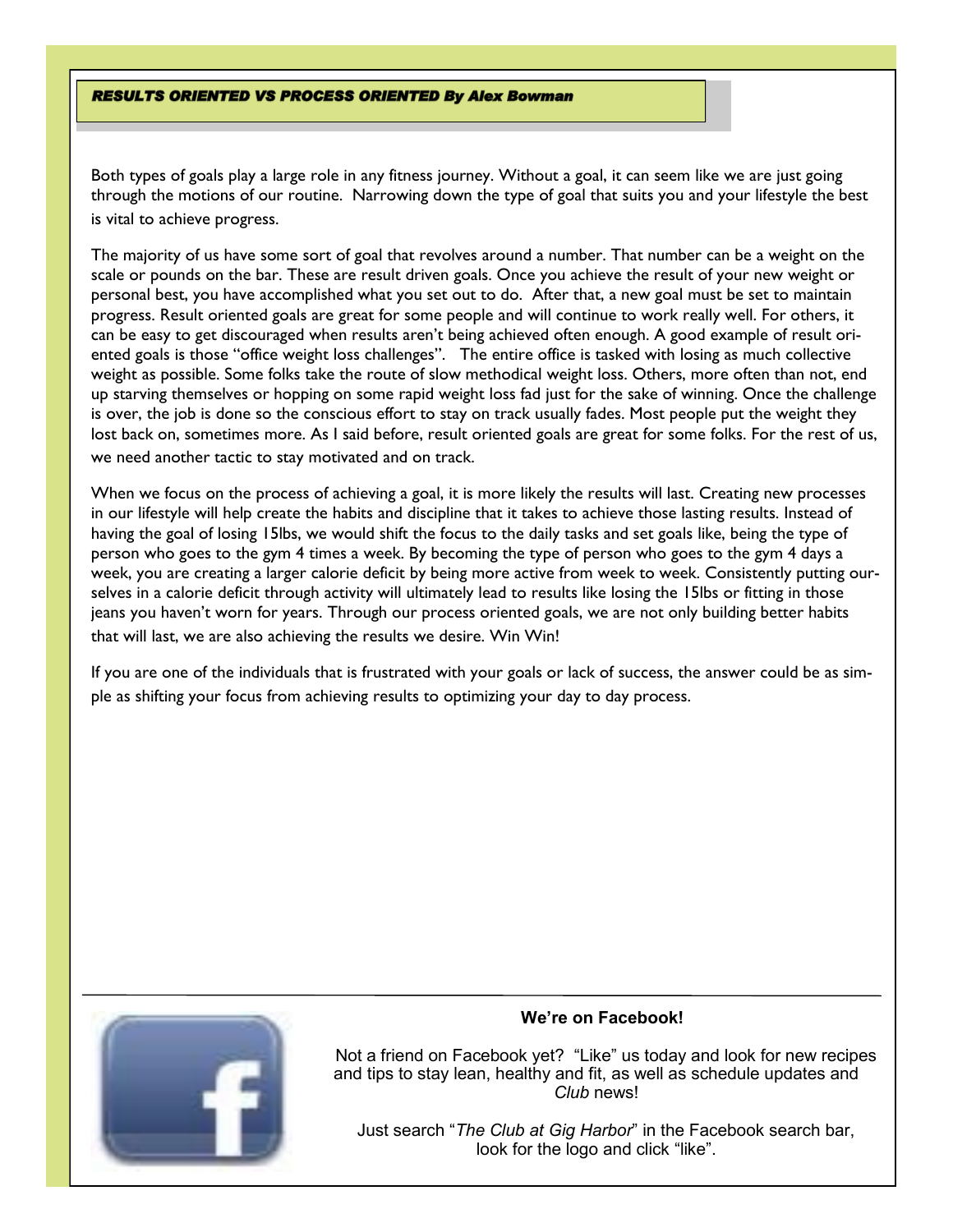## *RESULTS ORIENTED VS PROCESS ORIENTED By Alex Bowman*

Both types of goals play a large role in any fitness journey. Without a goal, it can seem like we are just going through the motions of our routine. Narrowing down the type of goal that suits you and your lifestyle the best is vital to achieve progress.

The majority of us have some sort of goal that revolves around a number. That number can be a weight on the scale or pounds on the bar. These are result driven goals. Once you achieve the result of your new weight or personal best, you have accomplished what you set out to do. After that, a new goal must be set to maintain progress. Result oriented goals are great for some people and will continue to work really well. For others, it can be easy to get discouraged when results aren't being achieved often enough. A good example of result oriented goals is those "office weight loss challenges". The entire office is tasked with losing as much collective weight as possible. Some folks take the route of slow methodical weight loss. Others, more often than not, end up starving themselves or hopping on some rapid weight loss fad just for the sake of winning. Once the challenge is over, the job is done so the conscious effort to stay on track usually fades. Most people put the weight they lost back on, sometimes more. As I said before, result oriented goals are great for some folks. For the rest of us, we need another tactic to stay motivated and on track.

When we focus on the process of achieving a goal, it is more likely the results will last. Creating new processes in our lifestyle will help create the habits and discipline that it takes to achieve those lasting results. Instead of having the goal of losing 15lbs, we would shift the focus to the daily tasks and set goals like, being the type of person who goes to the gym 4 times a week. By becoming the type of person who goes to the gym 4 days a week, you are creating a larger calorie deficit by being more active from week to week. Consistently putting ourselves in a calorie deficit through activity will ultimately lead to results like losing the 15lbs or fitting in those jeans you haven't worn for years. Through our process oriented goals, we are not only building better habits that will last, we are also achieving the results we desire. Win Win!

If you are one of the individuals that is frustrated with your goals or lack of success, the answer could be as simple as shifting your focus from achieving results to optimizing your day to day process.

---

**We're on Facebook!**

Not a friend on Facebook yet? "Like" us today and look for new recipes and tips to stay lean, healthy and fit, as well as schedule updates and *Club* news!

Just search "*The Club at Gig Harbor*" in the Facebook search bar, look for the logo and click "like".